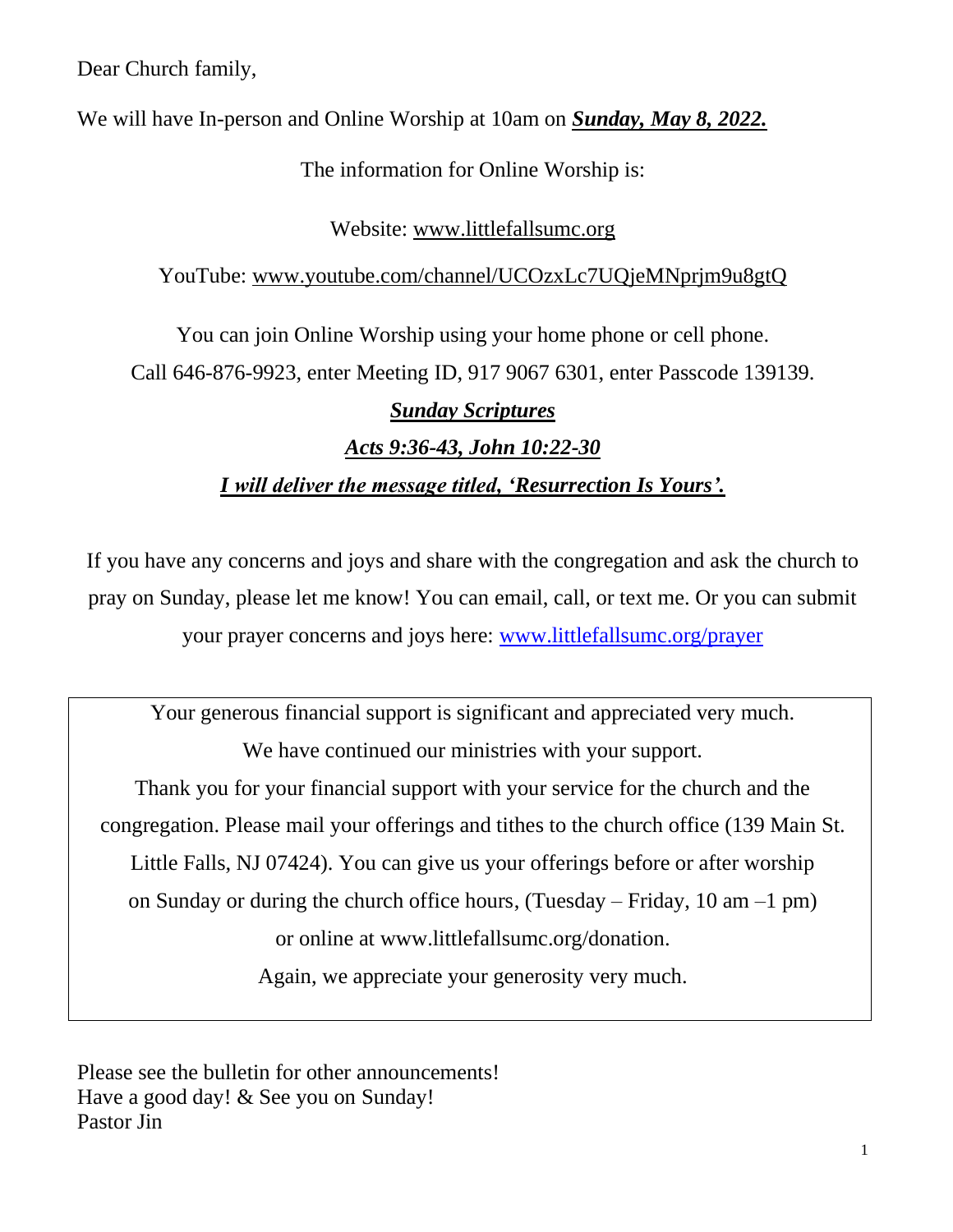Dear Church family,

We will have In-person and Online Worship at 10am on ***Sunday, May 8, 2022.***

The information for Online Worship is:

Website: www.littlefallsumc.org

YouTube: www.youtube.com/channel/UCOzxLc7UQjeMNprjm9u8gtQ

You can join Online Worship using your home phone or cell phone.
Call 646-876-9923, enter Meeting ID, 917 9067 6301, enter Passcode 139139.

***Sunday Scriptures***

***Acts 9:36-43, John 10:22-30***

***I will deliver the message titled, 'Resurrection Is Yours'.***

If you have any concerns and joys and share with the congregation and ask the church to pray on Sunday, please let me know! You can email, call, or text me. Or you can submit your prayer concerns and joys here: www.littlefallsumc.org/prayer

Your generous financial support is significant and appreciated very much.
We have continued our ministries with your support.
Thank you for your financial support with your service for the church and the congregation. Please mail your offerings and tithes to the church office (139 Main St. Little Falls, NJ 07424). You can give us your offerings before or after worship on Sunday or during the church office hours, (Tuesday – Friday, 10 am –1 pm) or online at www.littlefallsumc.org/donation.
Again, we appreciate your generosity very much.

Please see the bulletin for other announcements!
Have a good day! & See you on Sunday!
Pastor Jin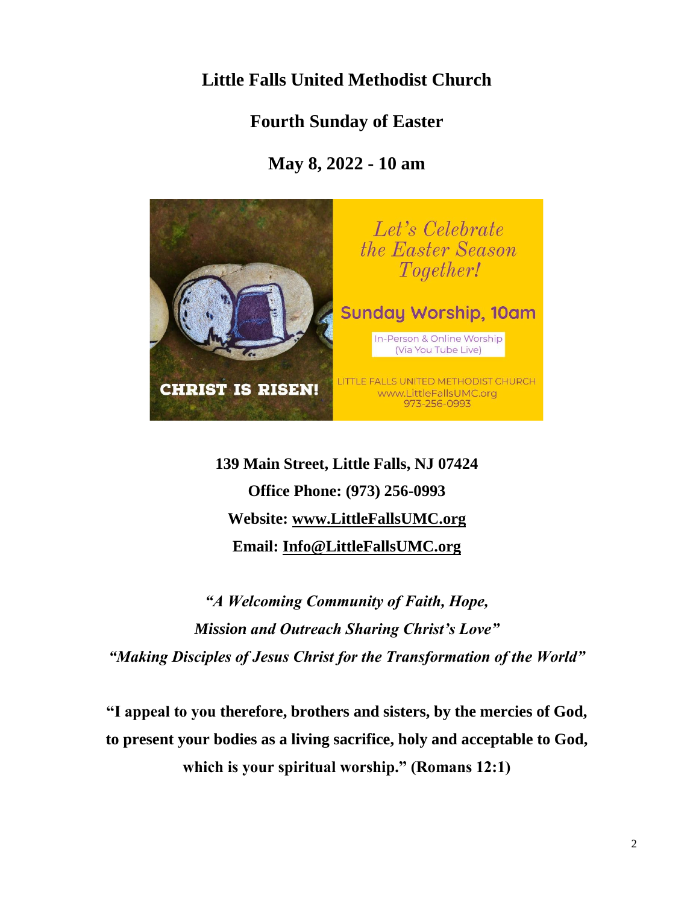# Little Falls United Methodist Church

## Fourth Sunday of Easter

## May 8, 2022 - 10 am

**139 Main Street, Little Falls, NJ 07424**

**Office Phone: (973) 256-0993**

**Website: www.LittleFallsUMC.org**

**Email: Info@LittleFallsUMC.org**

***"A Welcoming Community of Faith, Hope,***
***Mission and Outreach Sharing Christ's Love"***
***"Making Disciples of Jesus Christ for the Transformation of the World"***

**"I appeal to you therefore, brothers and sisters, by the mercies of God, to present your bodies as a living sacrifice, holy and acceptable to God, which is your spiritual worship." (Romans 12:1)**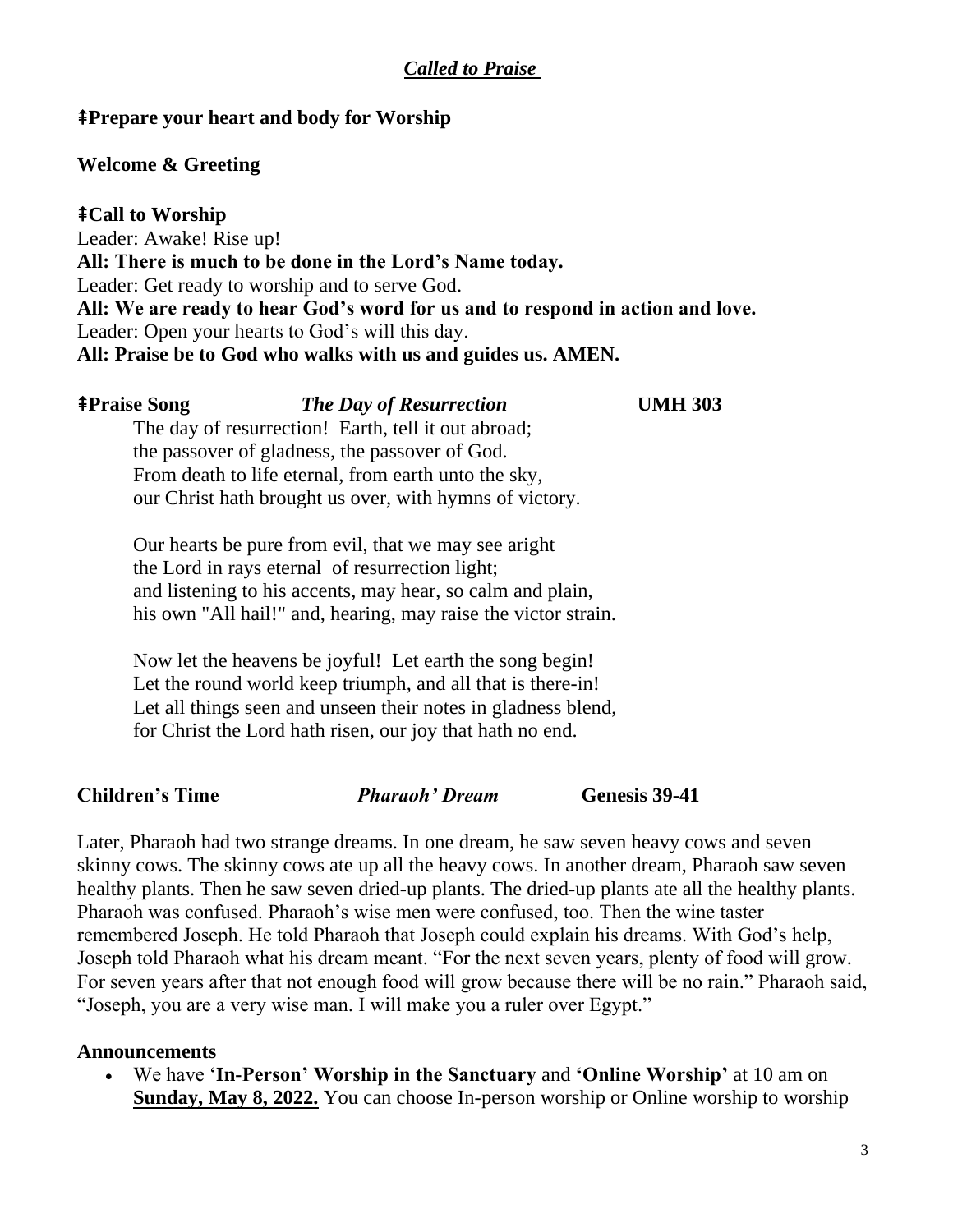## ***Called to Praise***

**ǂPrepare your heart and body for Worship**

**Welcome & Greeting**

**ǂCall to Worship**

Leader: Awake! Rise up!

**All: There is much to be done in the Lord's Name today.**

Leader: Get ready to worship and to serve God.

**All: We are ready to hear God's word for us and to respond in action and love.**

Leader: Open your hearts to God's will this day.

**All: Praise be to God who walks with us and guides us. AMEN.**

**ǂPraise Song** ***The Day of Resurrection*** **UMH 303**

The day of resurrection! Earth, tell it out abroad;
the passover of gladness, the passover of God.
From death to life eternal, from earth unto the sky,
our Christ hath brought us over, with hymns of victory.

Our hearts be pure from evil, that we may see aright
the Lord in rays eternal of resurrection light;
and listening to his accents, may hear, so calm and plain,
his own "All hail!" and, hearing, may raise the victor strain.

Now let the heavens be joyful! Let earth the song begin!
Let the round world keep triumph, and all that is there-in!
Let all things seen and unseen their notes in gladness blend,
for Christ the Lord hath risen, our joy that hath no end.

**Children's Time** ***Pharaoh' Dream*** **Genesis 39-41**

Later, Pharaoh had two strange dreams. In one dream, he saw seven heavy cows and seven skinny cows. The skinny cows ate up all the heavy cows. In another dream, Pharaoh saw seven healthy plants. Then he saw seven dried-up plants. The dried-up plants ate all the healthy plants. Pharaoh was confused. Pharaoh's wise men were confused, too. Then the wine taster remembered Joseph. He told Pharaoh that Joseph could explain his dreams. With God's help, Joseph told Pharaoh what his dream meant. "For the next seven years, plenty of food will grow. For seven years after that not enough food will grow because there will be no rain." Pharaoh said, "Joseph, you are a very wise man. I will make you a ruler over Egypt."

**Announcements**

- We have '**In-Person' Worship in the Sanctuary** and **'Online Worship'** at 10 am on **<u>Sunday, May 8, 2022.</u>** You can choose In-person worship or Online worship to worship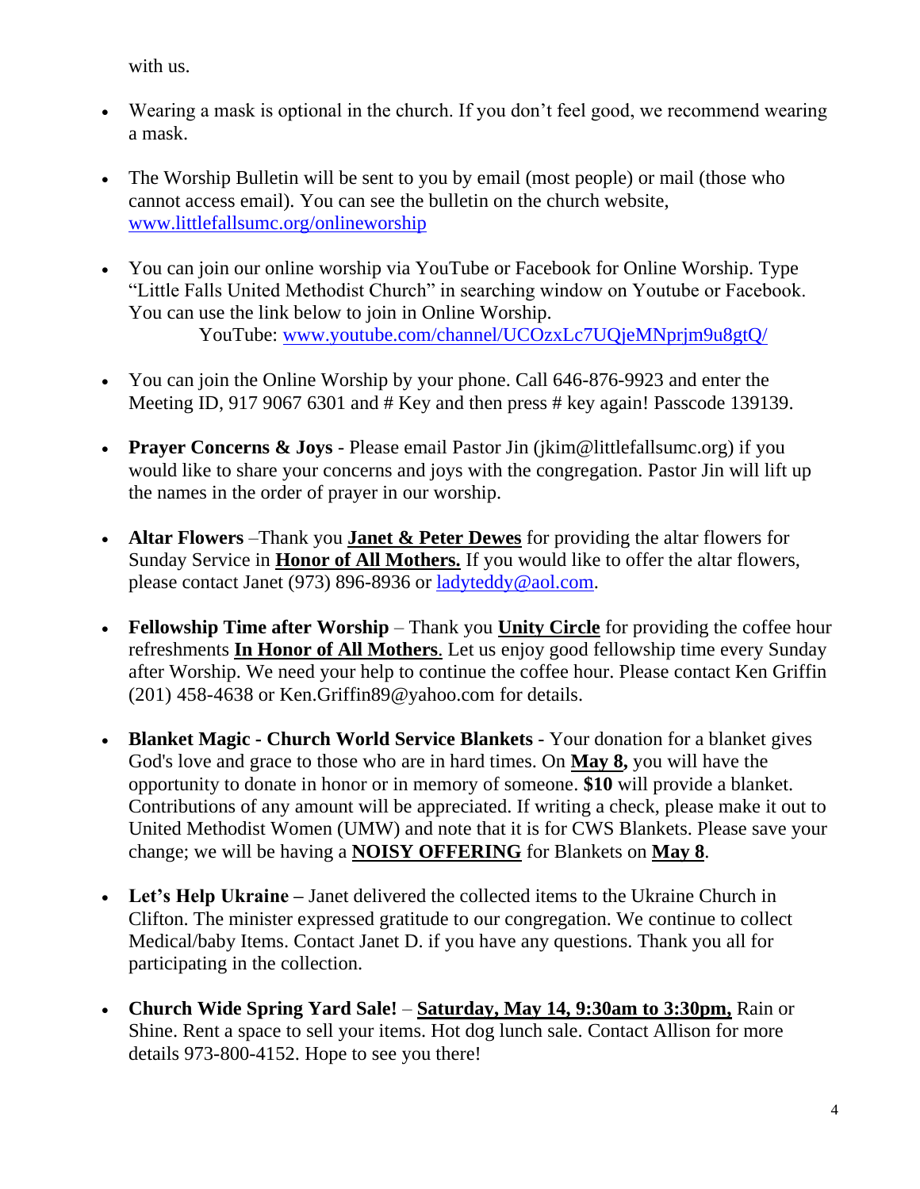with us.

- Wearing a mask is optional in the church. If you don't feel good, we recommend wearing a mask.

- The Worship Bulletin will be sent to you by email (most people) or mail (those who cannot access email). You can see the bulletin on the church website, [www.littlefallsumc.org/onlineworship](http://www.littlefallsumc.org/onlineworship)

- You can join our online worship via YouTube or Facebook for Online Worship. Type "Little Falls United Methodist Church" in searching window on Youtube or Facebook. You can use the link below to join in Online Worship.
  YouTube: [www.youtube.com/channel/UCOzxLc7UQjeMNprjm9u8gtQ/](http://www.youtube.com/channel/UCOzxLc7UQjeMNprjm9u8gtQ/)

- You can join the Online Worship by your phone. Call 646-876-9923 and enter the Meeting ID, 917 9067 6301 and # Key and then press # key again! Passcode 139139.

- **Prayer Concerns & Joys** - Please email Pastor Jin (jkim@littlefallsumc.org) if you would like to share your concerns and joys with the congregation. Pastor Jin will lift up the names in the order of prayer in our worship.

- **Altar Flowers** –Thank you **Janet & Peter Dewes** for providing the altar flowers for Sunday Service in **Honor of All Mothers.** If you would like to offer the altar flowers, please contact Janet (973) 896-8936 or [ladyteddy@aol.com](mailto:ladyteddy@aol.com).

- **Fellowship Time after Worship** – Thank you **Unity Circle** for providing the coffee hour refreshments **In Honor of All Mothers**. Let us enjoy good fellowship time every Sunday after Worship. We need your help to continue the coffee hour. Please contact Ken Griffin (201) 458-4638 or Ken.Griffin89@yahoo.com for details.

- **Blanket Magic - Church World Service Blankets** - Your donation for a blanket gives God's love and grace to those who are in hard times. On **May 8,** you will have the opportunity to donate in honor or in memory of someone. **$10** will provide a blanket. Contributions of any amount will be appreciated. If writing a check, please make it out to United Methodist Women (UMW) and note that it is for CWS Blankets. Please save your change; we will be having a **NOISY OFFERING** for Blankets on **May 8**.

- **Let's Help Ukraine –** Janet delivered the collected items to the Ukraine Church in Clifton. The minister expressed gratitude to our congregation. We continue to collect Medical/baby Items. Contact Janet D. if you have any questions. Thank you all for participating in the collection.

- **Church Wide Spring Yard Sale!** – **Saturday, May 14, 9:30am to 3:30pm,** Rain or Shine. Rent a space to sell your items. Hot dog lunch sale. Contact Allison for more details 973-800-4152. Hope to see you there!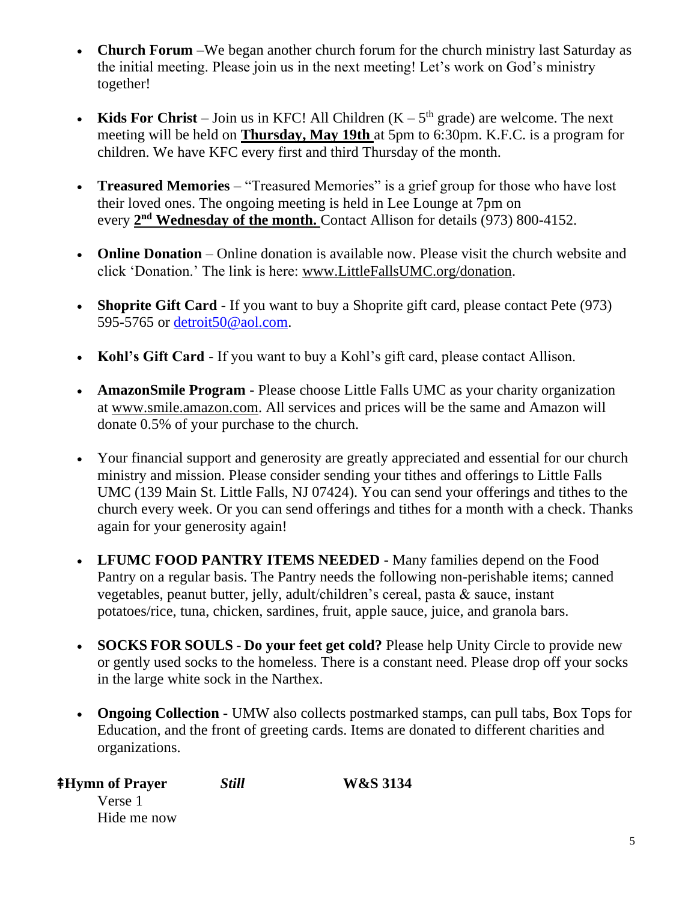- **Church Forum** –We began another church forum for the church ministry last Saturday as the initial meeting. Please join us in the next meeting! Let's work on God's ministry together!

- **Kids For Christ** – Join us in KFC! All Children (K – 5th grade) are welcome. The next meeting will be held on **Thursday, May 19th** at 5pm to 6:30pm. K.F.C. is a program for children. We have KFC every first and third Thursday of the month.

- **Treasured Memories** – "Treasured Memories" is a grief group for those who have lost their loved ones. The ongoing meeting is held in Lee Lounge at 7pm on every **2nd Wednesday of the month.** Contact Allison for details (973) 800-4152.

- **Online Donation** – Online donation is available now. Please visit the church website and click 'Donation.' The link is here: www.LittleFallsUMC.org/donation.

- **Shoprite Gift Card** - If you want to buy a Shoprite gift card, please contact Pete (973) 595-5765 or detroit50@aol.com.

- **Kohl's Gift Card** - If you want to buy a Kohl's gift card, please contact Allison.

- **AmazonSmile Program** - Please choose Little Falls UMC as your charity organization at www.smile.amazon.com. All services and prices will be the same and Amazon will donate 0.5% of your purchase to the church.

- Your financial support and generosity are greatly appreciated and essential for our church ministry and mission. Please consider sending your tithes and offerings to Little Falls UMC (139 Main St. Little Falls, NJ 07424). You can send your offerings and tithes to the church every week. Or you can send offerings and tithes for a month with a check. Thanks again for your generosity again!

- **LFUMC FOOD PANTRY ITEMS NEEDED** - Many families depend on the Food Pantry on a regular basis. The Pantry needs the following non-perishable items; canned vegetables, peanut butter, jelly, adult/children's cereal, pasta & sauce, instant potatoes/rice, tuna, chicken, sardines, fruit, apple sauce, juice, and granola bars.

- **SOCKS FOR SOULS** - **Do your feet get cold?** Please help Unity Circle to provide new or gently used socks to the homeless. There is a constant need. Please drop off your socks in the large white sock in the Narthex.

- **Ongoing Collection** - UMW also collects postmarked stamps, can pull tabs, Box Tops for Education, and the front of greeting cards. Items are donated to different charities and organizations.

**⇞Hymn of Prayer** ***Still*** **W&S 3134**

Verse 1
Hide me now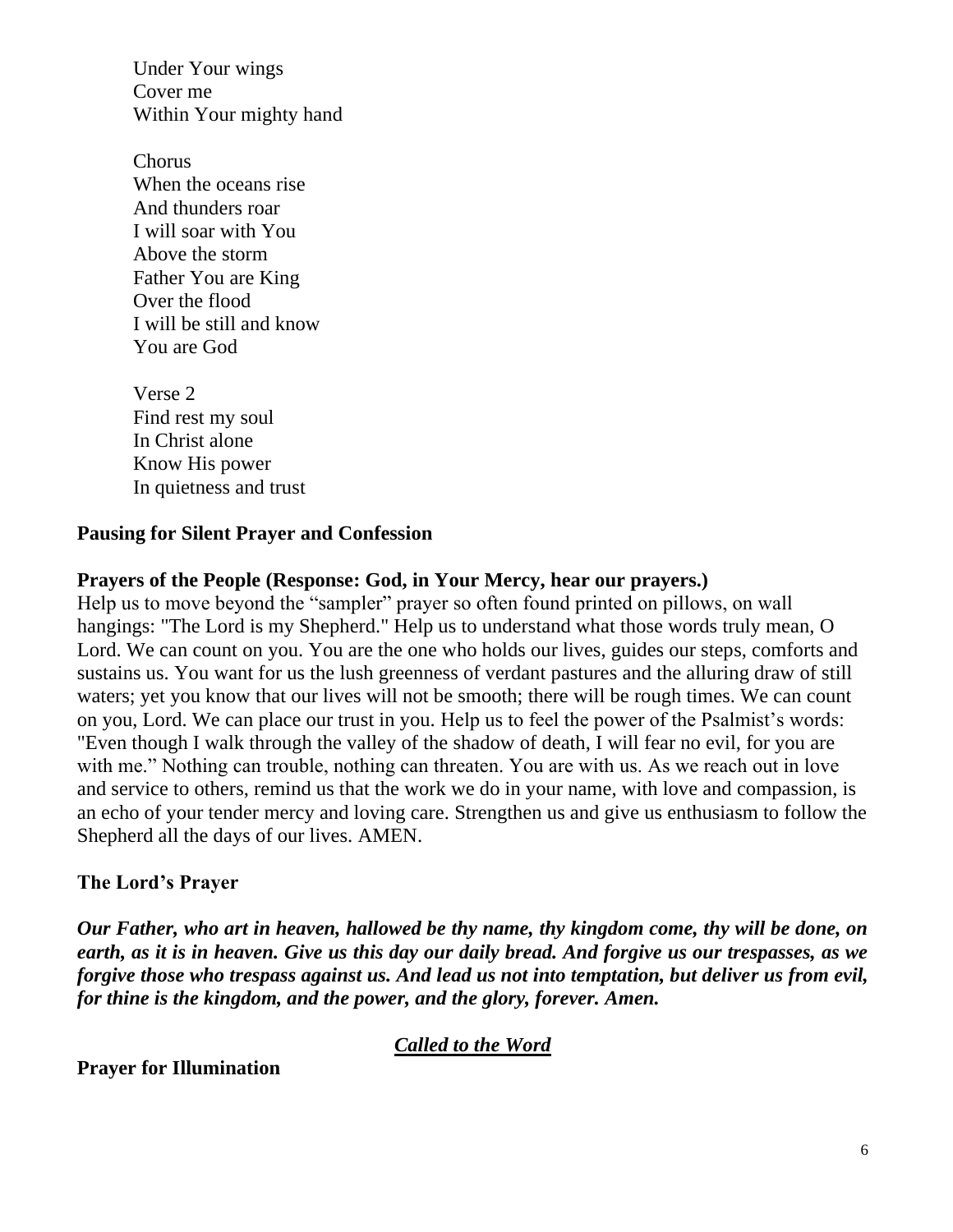Under Your wings  
Cover me  
Within Your mighty hand

Chorus  
When the oceans rise  
And thunders roar  
I will soar with You  
Above the storm  
Father You are King  
Over the flood  
I will be still and know  
You are God

Verse 2  
Find rest my soul  
In Christ alone  
Know His power  
In quietness and trust

**Pausing for Silent Prayer and Confession**

**Prayers of the People (Response: God, in Your Mercy, hear our prayers.)**

Help us to move beyond the "sampler" prayer so often found printed on pillows, on wall hangings: "The Lord is my Shepherd." Help us to understand what those words truly mean, O Lord. We can count on you. You are the one who holds our lives, guides our steps, comforts and sustains us. You want for us the lush greenness of verdant pastures and the alluring draw of still waters; yet you know that our lives will not be smooth; there will be rough times. We can count on you, Lord. We can place our trust in you. Help us to feel the power of the Psalmist's words: "Even though I walk through the valley of the shadow of death, I will fear no evil, for you are with me." Nothing can trouble, nothing can threaten. You are with us. As we reach out in love and service to others, remind us that the work we do in your name, with love and compassion, is an echo of your tender mercy and loving care. Strengthen us and give us enthusiasm to follow the Shepherd all the days of our lives. AMEN.

**The Lord's Prayer**

***Our Father, who art in heaven, hallowed be thy name, thy kingdom come, thy will be done, on earth, as it is in heaven. Give us this day our daily bread. And forgive us our trespasses, as we forgive those who trespass against us. And lead us not into temptation, but deliver us from evil, for thine is the kingdom, and the power, and the glory, forever. Amen.***

## ***Called to the Word***

**Prayer for Illumination**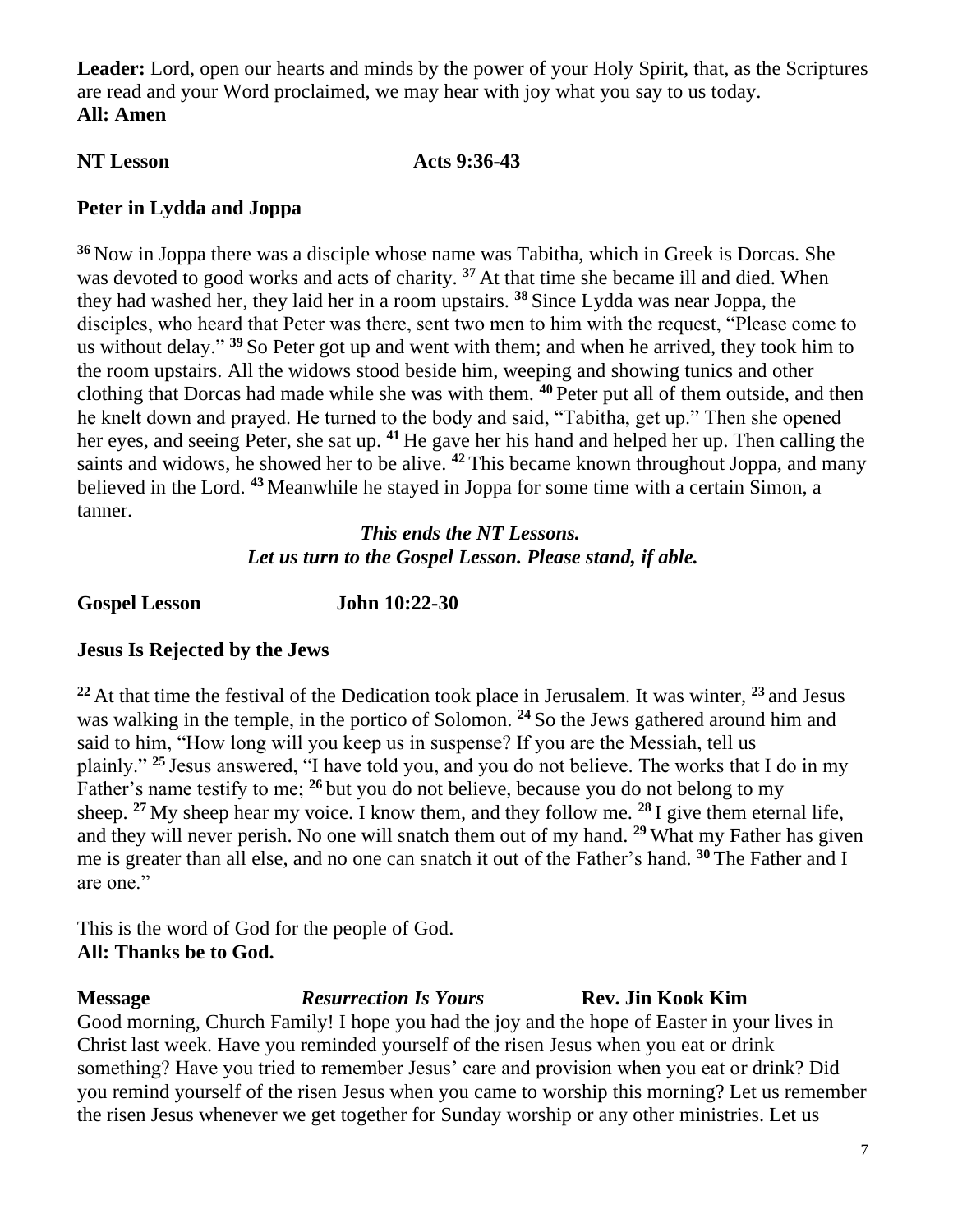**Leader:** Lord, open our hearts and minds by the power of your Holy Spirit, that, as the Scriptures are read and your Word proclaimed, we may hear with joy what you say to us today.
**All: Amen**

**NT Lesson Acts 9:36-43**

**Peter in Lydda and Joppa**

[36] Now in Joppa there was a disciple whose name was Tabitha, which in Greek is Dorcas. She was devoted to good works and acts of charity. [37] At that time she became ill and died. When they had washed her, they laid her in a room upstairs. [38] Since Lydda was near Joppa, the disciples, who heard that Peter was there, sent two men to him with the request, "Please come to us without delay." [39] So Peter got up and went with them; and when he arrived, they took him to the room upstairs. All the widows stood beside him, weeping and showing tunics and other clothing that Dorcas had made while she was with them. [40] Peter put all of them outside, and then he knelt down and prayed. He turned to the body and said, "Tabitha, get up." Then she opened her eyes, and seeing Peter, she sat up. [41] He gave her his hand and helped her up. Then calling the saints and widows, he showed her to be alive. [42] This became known throughout Joppa, and many believed in the Lord. [43] Meanwhile he stayed in Joppa for some time with a certain Simon, a tanner.

***This ends the NT Lessons.***
***Let us turn to the Gospel Lesson. Please stand, if able.***

**Gospel Lesson John 10:22-30**

**Jesus Is Rejected by the Jews**

[22] At that time the festival of the Dedication took place in Jerusalem. It was winter, [23] and Jesus was walking in the temple, in the portico of Solomon. [24] So the Jews gathered around him and said to him, "How long will you keep us in suspense? If you are the Messiah, tell us plainly." [25] Jesus answered, "I have told you, and you do not believe. The works that I do in my Father's name testify to me; [26] but you do not believe, because you do not belong to my sheep. [27] My sheep hear my voice. I know them, and they follow me. [28] I give them eternal life, and they will never perish. No one will snatch them out of my hand. [29] What my Father has given me is greater than all else, and no one can snatch it out of the Father's hand. [30] The Father and I are one."

This is the word of God for the people of God.
**All: Thanks be to God.**

**Message** ***Resurrection Is Yours*** **Rev. Jin Kook Kim**
Good morning, Church Family! I hope you had the joy and the hope of Easter in your lives in Christ last week. Have you reminded yourself of the risen Jesus when you eat or drink something? Have you tried to remember Jesus' care and provision when you eat or drink? Did you remind yourself of the risen Jesus when you came to worship this morning? Let us remember the risen Jesus whenever we get together for Sunday worship or any other ministries. Let us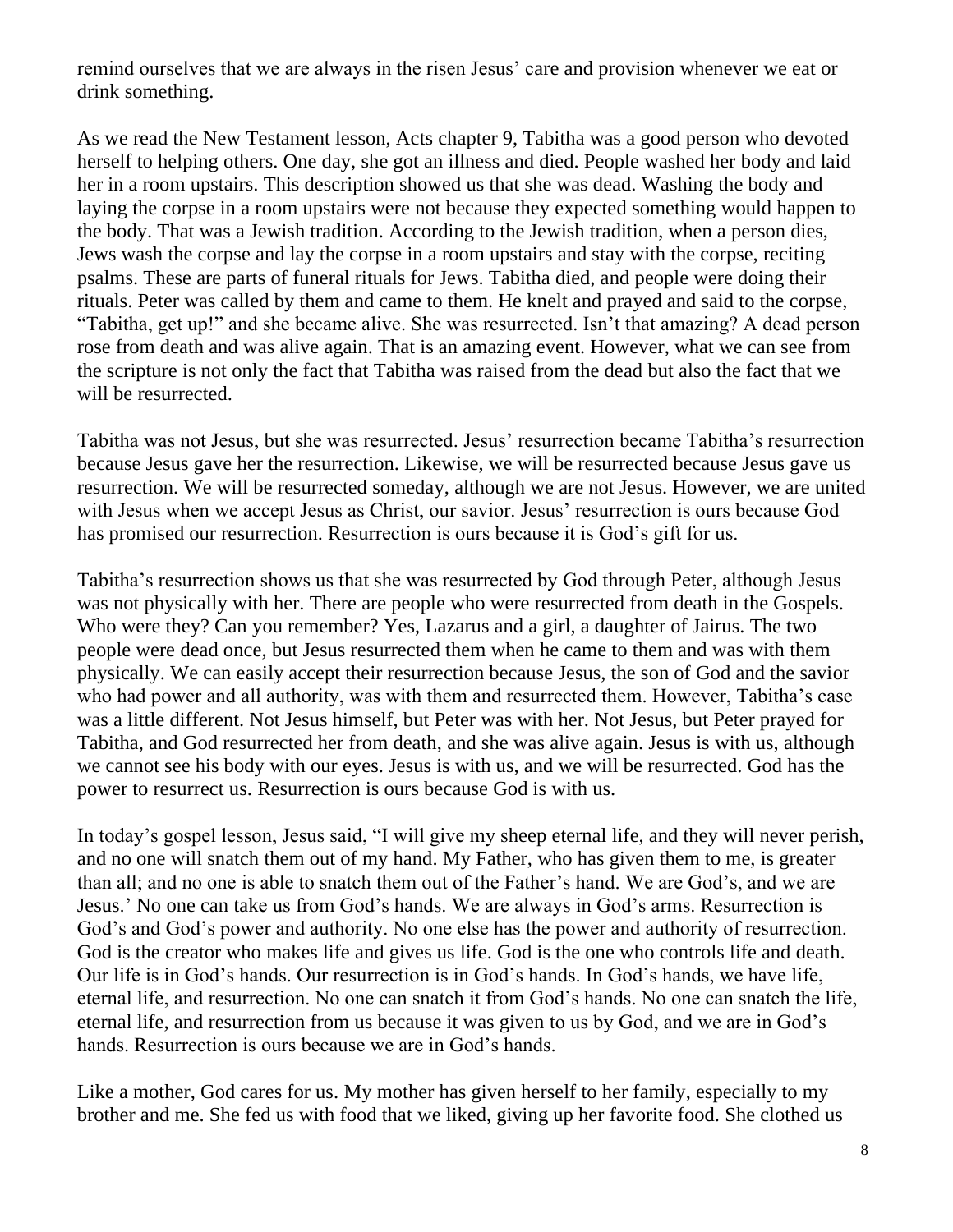remind ourselves that we are always in the risen Jesus' care and provision whenever we eat or drink something.

As we read the New Testament lesson, Acts chapter 9, Tabitha was a good person who devoted herself to helping others. One day, she got an illness and died. People washed her body and laid her in a room upstairs. This description showed us that she was dead. Washing the body and laying the corpse in a room upstairs were not because they expected something would happen to the body. That was a Jewish tradition. According to the Jewish tradition, when a person dies, Jews wash the corpse and lay the corpse in a room upstairs and stay with the corpse, reciting psalms. These are parts of funeral rituals for Jews. Tabitha died, and people were doing their rituals. Peter was called by them and came to them. He knelt and prayed and said to the corpse, "Tabitha, get up!" and she became alive. She was resurrected. Isn't that amazing? A dead person rose from death and was alive again. That is an amazing event. However, what we can see from the scripture is not only the fact that Tabitha was raised from the dead but also the fact that we will be resurrected.

Tabitha was not Jesus, but she was resurrected. Jesus' resurrection became Tabitha's resurrection because Jesus gave her the resurrection. Likewise, we will be resurrected because Jesus gave us resurrection. We will be resurrected someday, although we are not Jesus. However, we are united with Jesus when we accept Jesus as Christ, our savior. Jesus' resurrection is ours because God has promised our resurrection. Resurrection is ours because it is God's gift for us.

Tabitha's resurrection shows us that she was resurrected by God through Peter, although Jesus was not physically with her. There are people who were resurrected from death in the Gospels. Who were they? Can you remember? Yes, Lazarus and a girl, a daughter of Jairus. The two people were dead once, but Jesus resurrected them when he came to them and was with them physically. We can easily accept their resurrection because Jesus, the son of God and the savior who had power and all authority, was with them and resurrected them. However, Tabitha's case was a little different. Not Jesus himself, but Peter was with her. Not Jesus, but Peter prayed for Tabitha, and God resurrected her from death, and she was alive again. Jesus is with us, although we cannot see his body with our eyes. Jesus is with us, and we will be resurrected. God has the power to resurrect us. Resurrection is ours because God is with us.

In today's gospel lesson, Jesus said, "I will give my sheep eternal life, and they will never perish, and no one will snatch them out of my hand. My Father, who has given them to me, is greater than all; and no one is able to snatch them out of the Father's hand. We are God's, and we are Jesus.' No one can take us from God's hands. We are always in God's arms. Resurrection is God's and God's power and authority. No one else has the power and authority of resurrection. God is the creator who makes life and gives us life. God is the one who controls life and death. Our life is in God's hands. Our resurrection is in God's hands. In God's hands, we have life, eternal life, and resurrection. No one can snatch it from God's hands. No one can snatch the life, eternal life, and resurrection from us because it was given to us by God, and we are in God's hands. Resurrection is ours because we are in God's hands.

Like a mother, God cares for us. My mother has given herself to her family, especially to my brother and me. She fed us with food that we liked, giving up her favorite food. She clothed us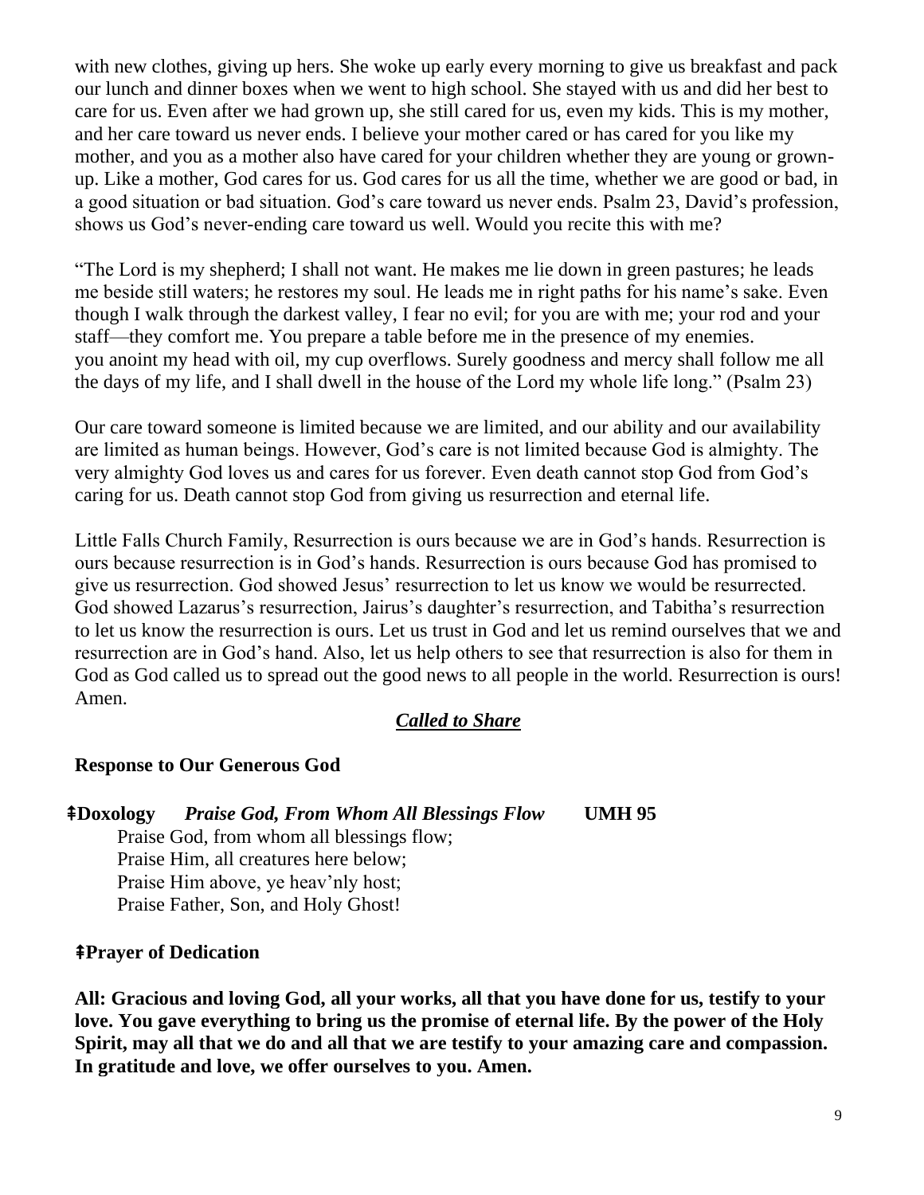with new clothes, giving up hers. She woke up early every morning to give us breakfast and pack our lunch and dinner boxes when we went to high school. She stayed with us and did her best to care for us. Even after we had grown up, she still cared for us, even my kids. This is my mother, and her care toward us never ends. I believe your mother cared or has cared for you like my mother, and you as a mother also have cared for your children whether they are young or grown-up. Like a mother, God cares for us. God cares for us all the time, whether we are good or bad, in a good situation or bad situation. God's care toward us never ends. Psalm 23, David's profession, shows us God's never-ending care toward us well. Would you recite this with me?

"The Lord is my shepherd; I shall not want. He makes me lie down in green pastures; he leads me beside still waters; he restores my soul. He leads me in right paths for his name's sake. Even though I walk through the darkest valley, I fear no evil; for you are with me; your rod and your staff—they comfort me. You prepare a table before me in the presence of my enemies. you anoint my head with oil, my cup overflows. Surely goodness and mercy shall follow me all the days of my life, and I shall dwell in the house of the Lord my whole life long." (Psalm 23)

Our care toward someone is limited because we are limited, and our ability and our availability are limited as human beings. However, God's care is not limited because God is almighty. The very almighty God loves us and cares for us forever. Even death cannot stop God from God's caring for us. Death cannot stop God from giving us resurrection and eternal life.

Little Falls Church Family, Resurrection is ours because we are in God's hands. Resurrection is ours because resurrection is in God's hands. Resurrection is ours because God has promised to give us resurrection. God showed Jesus' resurrection to let us know we would be resurrected. God showed Lazarus's resurrection, Jairus's daughter's resurrection, and Tabitha's resurrection to let us know the resurrection is ours. Let us trust in God and let us remind ourselves that we and resurrection are in God's hand. Also, let us help others to see that resurrection is also for them in God as God called us to spread out the good news to all people in the world. Resurrection is ours! Amen.

## ***Called to Share***

**Response to Our Generous God**

**ǂDoxology** ***Praise God, From Whom All Blessings Flow*** **UMH 95**

Praise God, from whom all blessings flow;
Praise Him, all creatures here below;
Praise Him above, ye heav'nly host;
Praise Father, Son, and Holy Ghost!

**ǂPrayer of Dedication**

**All: Gracious and loving God, all your works, all that you have done for us, testify to your love. You gave everything to bring us the promise of eternal life. By the power of the Holy Spirit, may all that we do and all that we are testify to your amazing care and compassion. In gratitude and love, we offer ourselves to you. Amen.**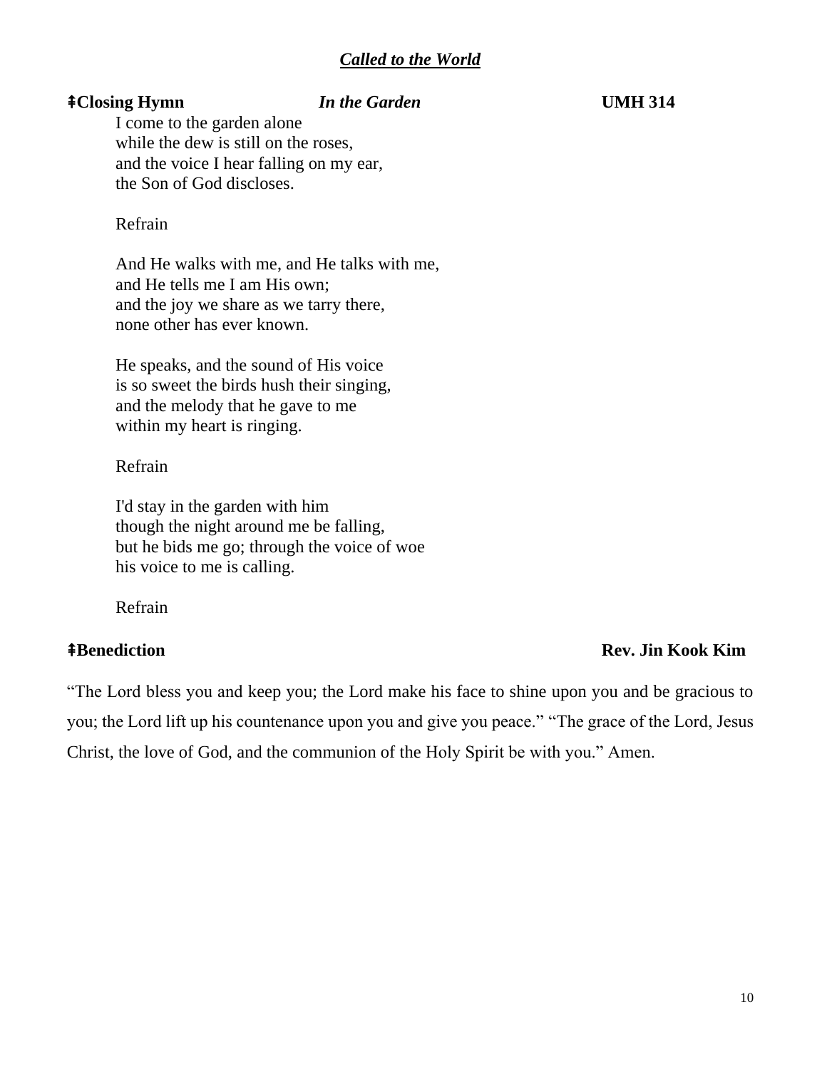## ***Called to the World***

**⇞Closing Hymn** ***In the Garden*** **UMH 314**

I come to the garden alone
while the dew is still on the roses,
and the voice I hear falling on my ear,
the Son of God discloses.

Refrain

And He walks with me, and He talks with me,
and He tells me I am His own;
and the joy we share as we tarry there,
none other has ever known.

He speaks, and the sound of His voice
is so sweet the birds hush their singing,
and the melody that he gave to me
within my heart is ringing.

Refrain

I'd stay in the garden with him
though the night around me be falling,
but he bids me go; through the voice of woe
his voice to me is calling.

Refrain

**⇞Benediction** **Rev. Jin Kook Kim**

"The Lord bless you and keep you; the Lord make his face to shine upon you and be gracious to you; the Lord lift up his countenance upon you and give you peace." "The grace of the Lord, Jesus Christ, the love of God, and the communion of the Holy Spirit be with you." Amen.